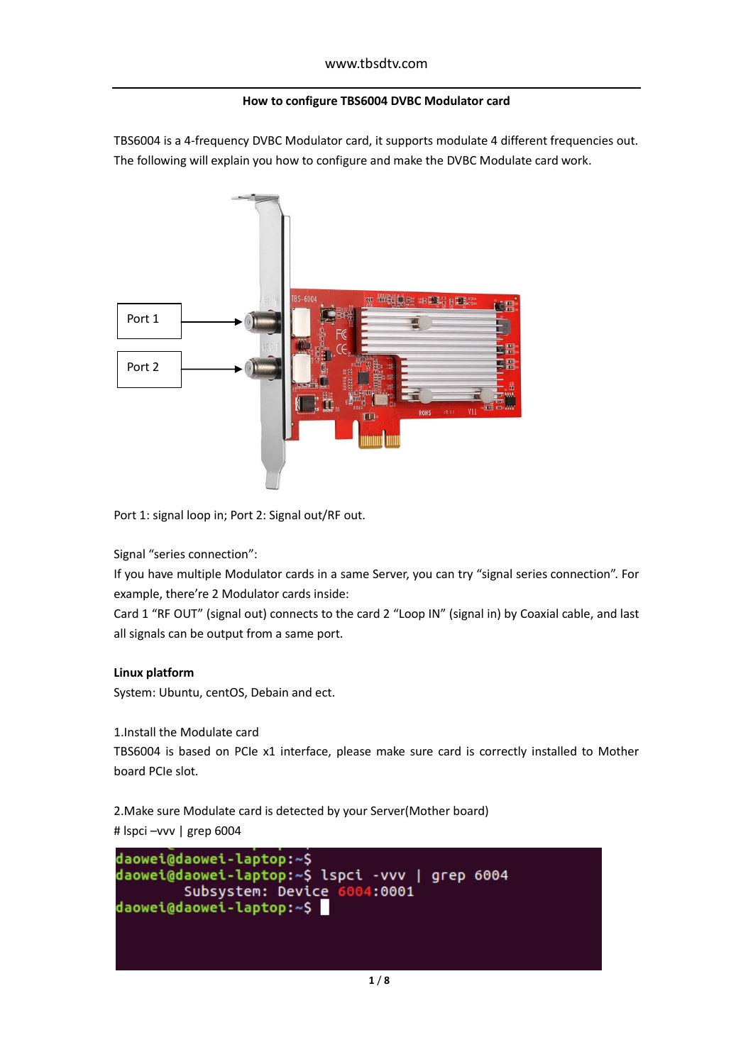# How to configure TBS6004 DVBC Modulator card

TBS6004 is a 4-frequency DVBC Modulator card, it supports modulate 4 different frequencies out. The following will explain you how to configure and make the DVBC Modulate card work.

Port 1

Port 2

Port 1: signal loop in; Port 2: Signal out/RF out.

Signal "series connection":

If you have multiple Modulator cards in a same Server, you can try "signal series connection". For example, there're 2 Modulator cards inside:

Card 1 "RF OUT" (signal out) connects to the card 2 "Loop IN" (signal in) by Coaxial cable, and last all signals can be output from a same port.

**Linux platform**

System: Ubuntu, centOS, Debain and ect.

1.Install the Modulate card

TBS6004 is based on PCIe x1 interface, please make sure card is correctly installed to Mother board PCIe slot.

2.Make sure Modulate card is detected by your Server(Mother board)

\# lspci –vvv | grep 6004

```
daowei@daowei-laptop:~$
daowei@daowei-laptop:~$ lspci -vvv | grep 6004
        Subsystem: Device 6004:0001
daowei@daowei-laptop:~$
```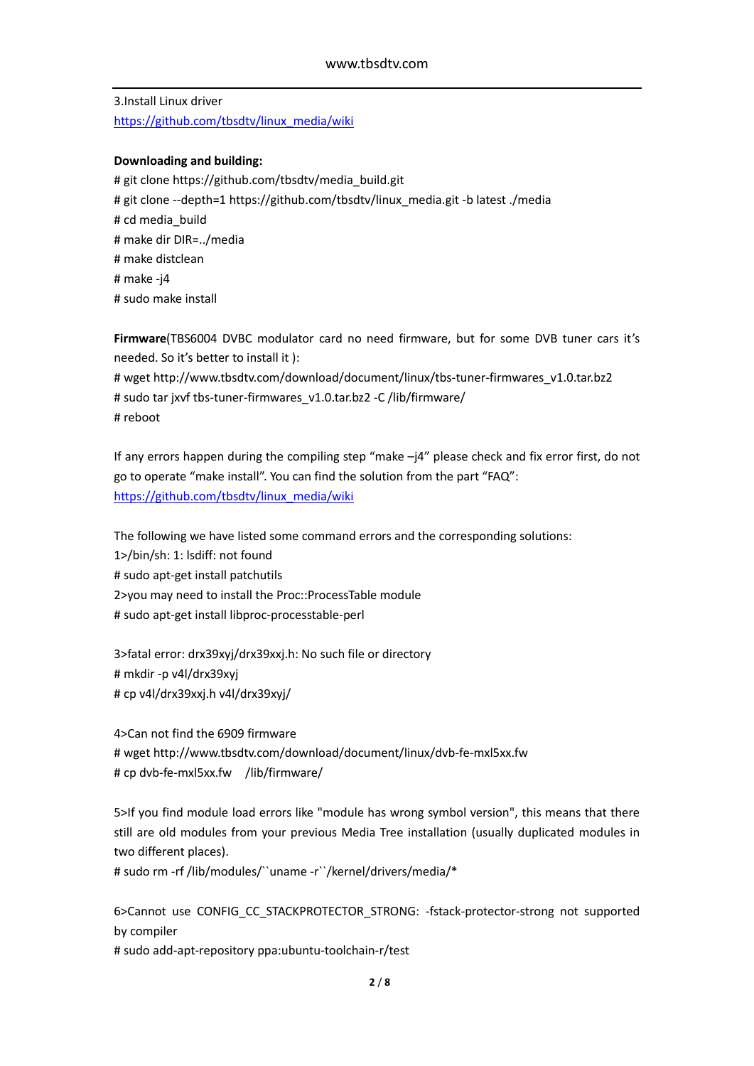3.Install Linux driver

https://github.com/tbsdtv/linux_media/wiki

**Downloading and building:**

```
# git clone https://github.com/tbsdtv/media_build.git
# git clone --depth=1 https://github.com/tbsdtv/linux_media.git -b latest ./media
# cd media_build
# make dir DIR=../media
# make distclean
# make -j4
# sudo make install
```

**Firmware**(TBS6004 DVBC modulator card no need firmware, but for some DVB tuner cars it's needed. So it's better to install it ):

```
# wget http://www.tbsdtv.com/download/document/linux/tbs-tuner-firmwares_v1.0.tar.bz2
# sudo tar jxvf tbs-tuner-firmwares_v1.0.tar.bz2 -C /lib/firmware/
# reboot
```

If any errors happen during the compiling step "make –j4" please check and fix error first, do not go to operate "make install". You can find the solution from the part "FAQ": https://github.com/tbsdtv/linux_media/wiki

The following we have listed some command errors and the corresponding solutions:

1>/bin/sh: 1: lsdiff: not found

```
# sudo apt-get install patchutils
```

2>you may need to install the Proc::ProcessTable module

```
# sudo apt-get install libproc-processtable-perl
```

3>fatal error: drx39xyj/drx39xxj.h: No such file or directory

```
# mkdir -p v4l/drx39xyj
# cp v4l/drx39xxj.h v4l/drx39xyj/
```

4>Can not find the 6909 firmware

```
# wget http://www.tbsdtv.com/download/document/linux/dvb-fe-mxl5xx.fw
# cp dvb-fe-mxl5xx.fw    /lib/firmware/
```

5>If you find module load errors like "module has wrong symbol version", this means that there still are old modules from your previous Media Tree installation (usually duplicated modules in two different places).

```
# sudo rm -rf /lib/modules/``uname -r``/kernel/drivers/media/*
```

6>Cannot use CONFIG_CC_STACKPROTECTOR_STRONG: -fstack-protector-strong not supported by compiler

```
# sudo add-apt-repository ppa:ubuntu-toolchain-r/test
```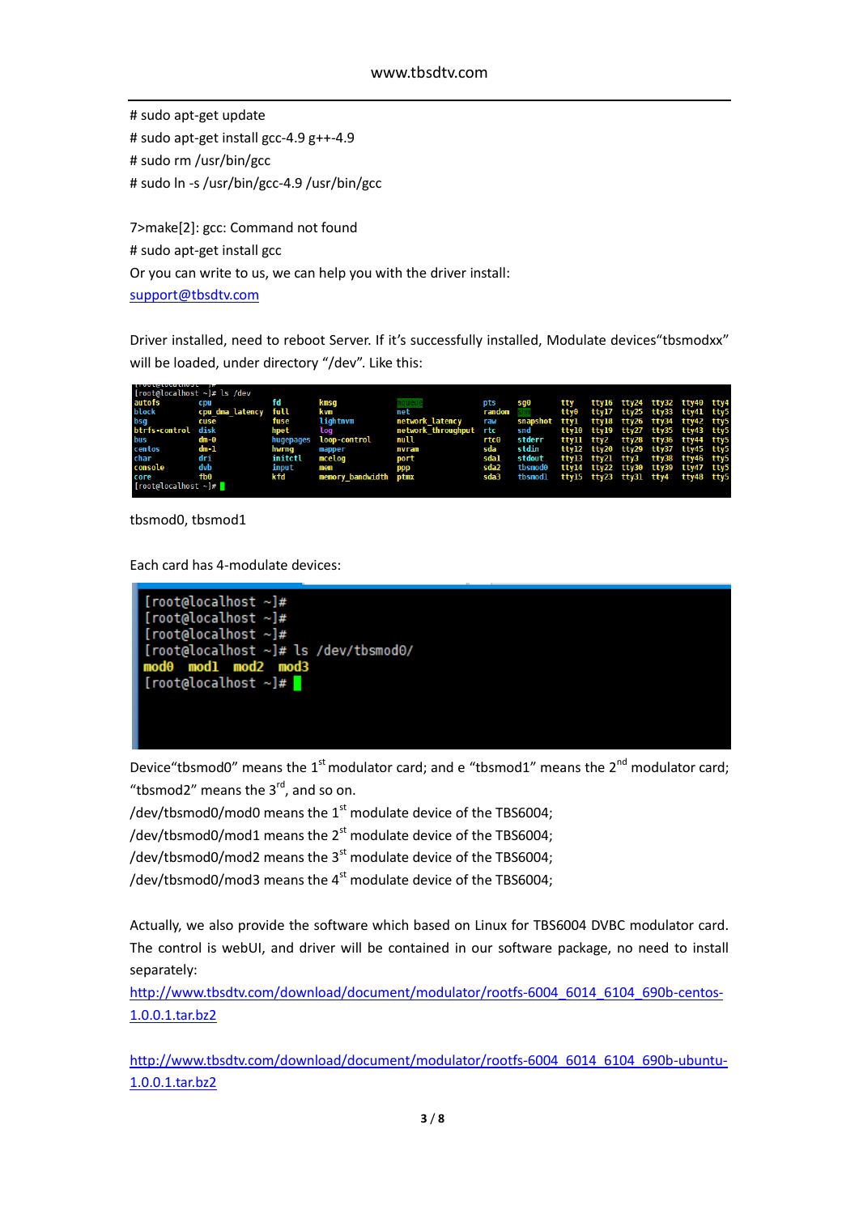# sudo apt-get update
# sudo apt-get install gcc-4.9 g++-4.9
# sudo rm /usr/bin/gcc
# sudo ln -s /usr/bin/gcc-4.9 /usr/bin/gcc

7>make[2]: gcc: Command not found
# sudo apt-get install gcc
Or you can write to us, we can help you with the driver install:
support@tbsdtv.com

Driver installed, need to reboot Server. If it's successfully installed, Modulate devices"tbsmodxx" will be loaded, under directory "/dev". Like this:

```
[root@localhost ~]# ls /dev
autofs           cpu              fd         kmsg              mqueue              pts      sg0       tty    tty16  tty24  tty32  tty40  tty4
block            cpu_dma_latency  full       kvm               net                 random   shm       tty0   tty17  tty25  tty33  tty41  tty5
bsg              cuse             fuse       lightnvm          network_latency     raw      snapshot  tty1   tty18  tty26  tty34  tty42  tty5
btrfs-control    disk             hpet       log               network_throughput  rtc      snd       tty10  tty19  tty27  tty35  tty43  tty5
bus              dm-0             hugepages  loop-control      null                rtc0     stderr    tty11  tty2   tty28  tty36  tty44  tty5
centos           dm-1             hwrng      mapper            nvram               sda      stdin     tty12  tty20  tty29  tty37  tty45  tty5
char             dri              initctl    mcelog            port                sda1     stdout    tty13  tty21  tty3   tty38  tty46  tty5
console          dvb              input      mem               ppp                 sda2     tbsmod0   tty14  tty22  tty30  tty39  tty47  tty5
core             fb0              kfd        memory_bandwidth  ptmx                sda3     tbsmod1   tty15  tty23  tty31  tty4   tty48  tty5
[root@localhost ~]#
```

tbsmod0, tbsmod1

Each card has 4-modulate devices:

```
[root@localhost ~]#
[root@localhost ~]#
[root@localhost ~]#
[root@localhost ~]# ls /dev/tbsmod0/
mod0  mod1  mod2  mod3
[root@localhost ~]#
```

Device"tbsmod0" means the 1st modulator card; and e "tbsmod1" means the 2nd modulator card; "tbsmod2" means the 3rd, and so on.
/dev/tbsmod0/mod0 means the 1st modulate device of the TBS6004;
/dev/tbsmod0/mod1 means the 2st modulate device of the TBS6004;
/dev/tbsmod0/mod2 means the 3st modulate device of the TBS6004;
/dev/tbsmod0/mod3 means the 4st modulate device of the TBS6004;

Actually, we also provide the software which based on Linux for TBS6004 DVBC modulator card. The control is webUI, and driver will be contained in our software package, no need to install separately:
http://www.tbsdtv.com/download/document/modulator/rootfs-6004_6014_6104_690b-centos-1.0.0.1.tar.bz2

http://www.tbsdtv.com/download/document/modulator/rootfs-6004_6014_6104_690b-ubuntu-1.0.0.1.tar.bz2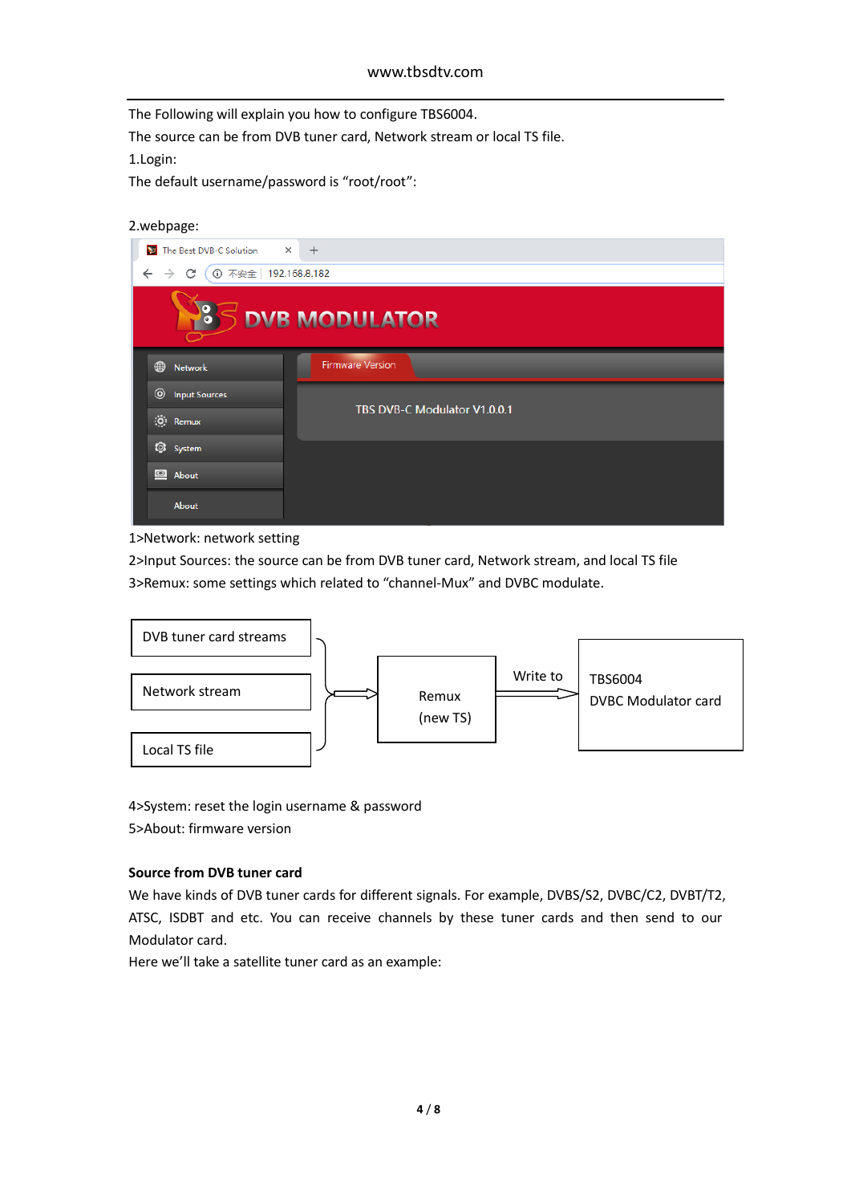The Following will explain you how to configure TBS6004.

The source can be from DVB tuner card, Network stream or local TS file.

1.Login:

The default username/password is "root/root":

2.webpage:

1>Network: network setting

2>Input Sources: the source can be from DVB tuner card, Network stream, and local TS file

3>Remux: some settings which related to "channel-Mux" and DVBC modulate.

DVB tuner card streams

Network stream

Local TS file

Remux (new TS)

Write to

TBS6004 DVBC Modulator card

4>System: reset the login username & password

5>About: firmware version

**Source from DVB tuner card**

We have kinds of DVB tuner cards for different signals. For example, DVBS/S2, DVBC/C2, DVBT/T2, ATSC, ISDBT and etc. You can receive channels by these tuner cards and then send to our Modulator card.

Here we'll take a satellite tuner card as an example: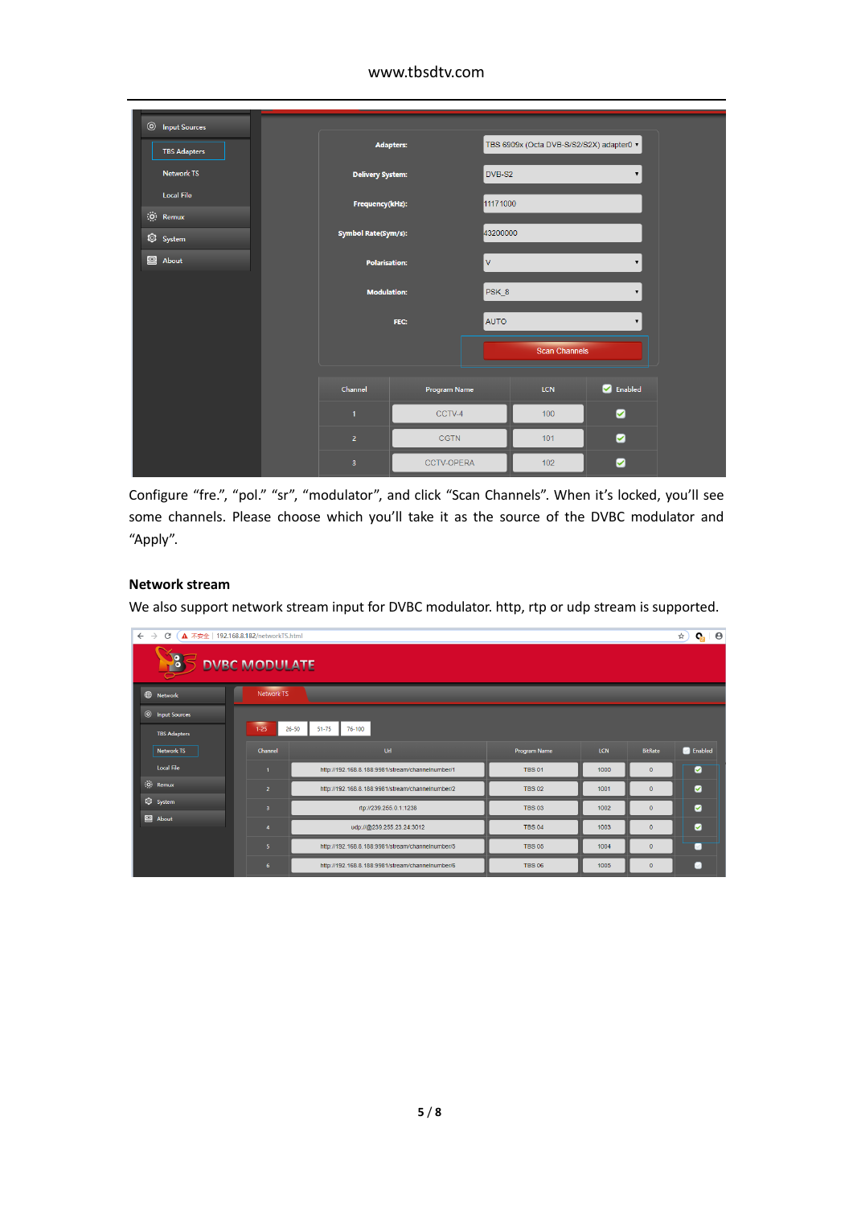Configure “fre.”, “pol.” “sr”, “modulator”, and click “Scan Channels”. When it’s locked, you’ll see some channels. Please choose which you’ll take it as the source of the DVBC modulator and “Apply”.

**Network stream**

We also support network stream input for DVBC modulator. http, rtp or udp stream is supported.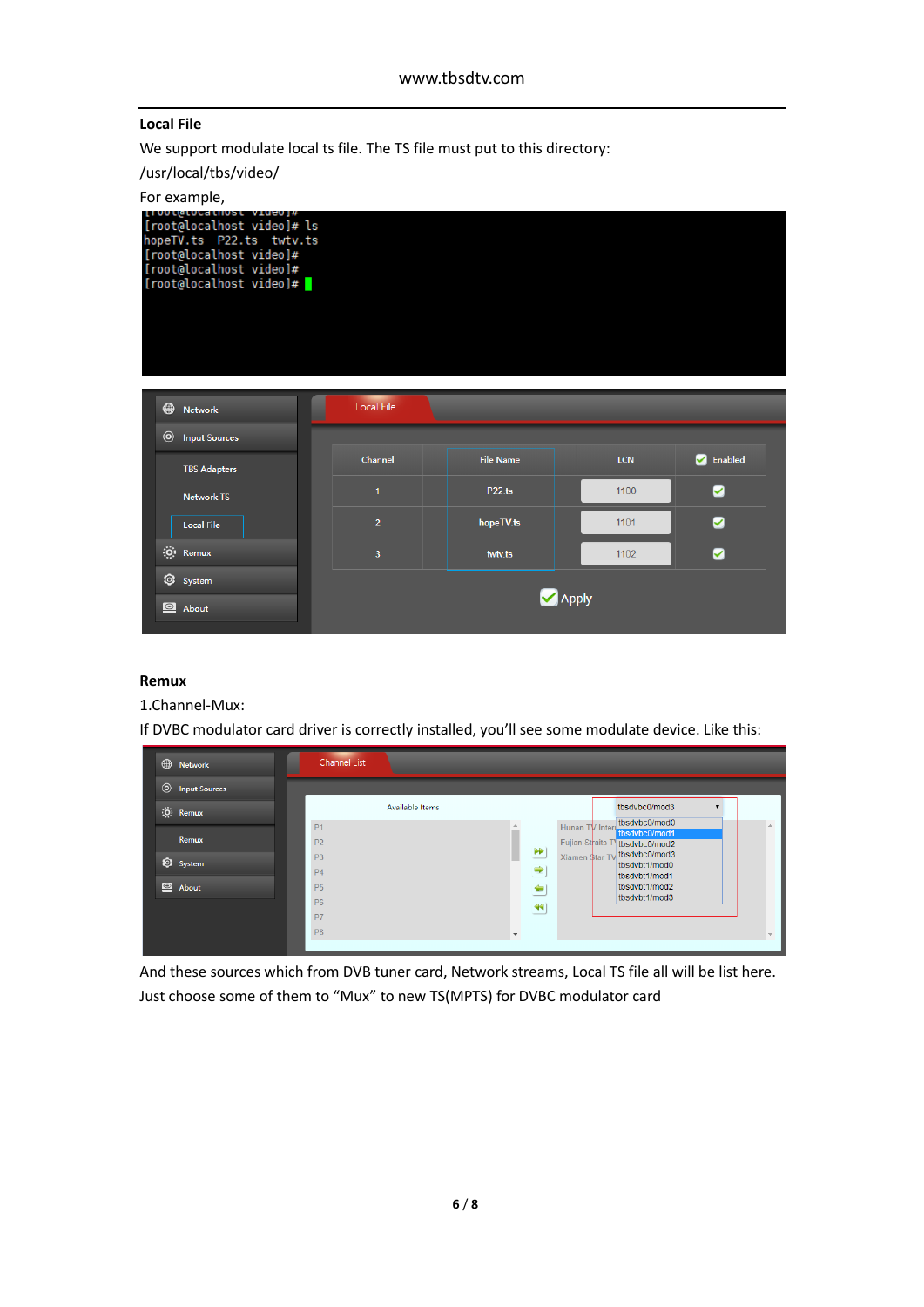## Local File

We support modulate local ts file. The TS file must put to this directory:

/usr/local/tbs/video/

For example,

```
[root@localhost video]#
[root@localhost video]# ls
hopeTV.ts  P22.ts  twtv.ts
[root@localhost video]#
[root@localhost video]#
[root@localhost video]#
```

| Channel | File Name | LCN | Enabled |
|---|---|---|---|
| 1 | P22.ts | 1100 | ✔ |
| 2 | hopeTV.ts | 1101 | ✔ |
| 3 | twtv.ts | 1102 | ✔ |

## Remux

1.Channel-Mux:

If DVBC modulator card driver is correctly installed, you'll see some modulate device. Like this:

And these sources which from DVB tuner card, Network streams, Local TS file all will be list here. Just choose some of them to "Mux" to new TS(MPTS) for DVBC modulator card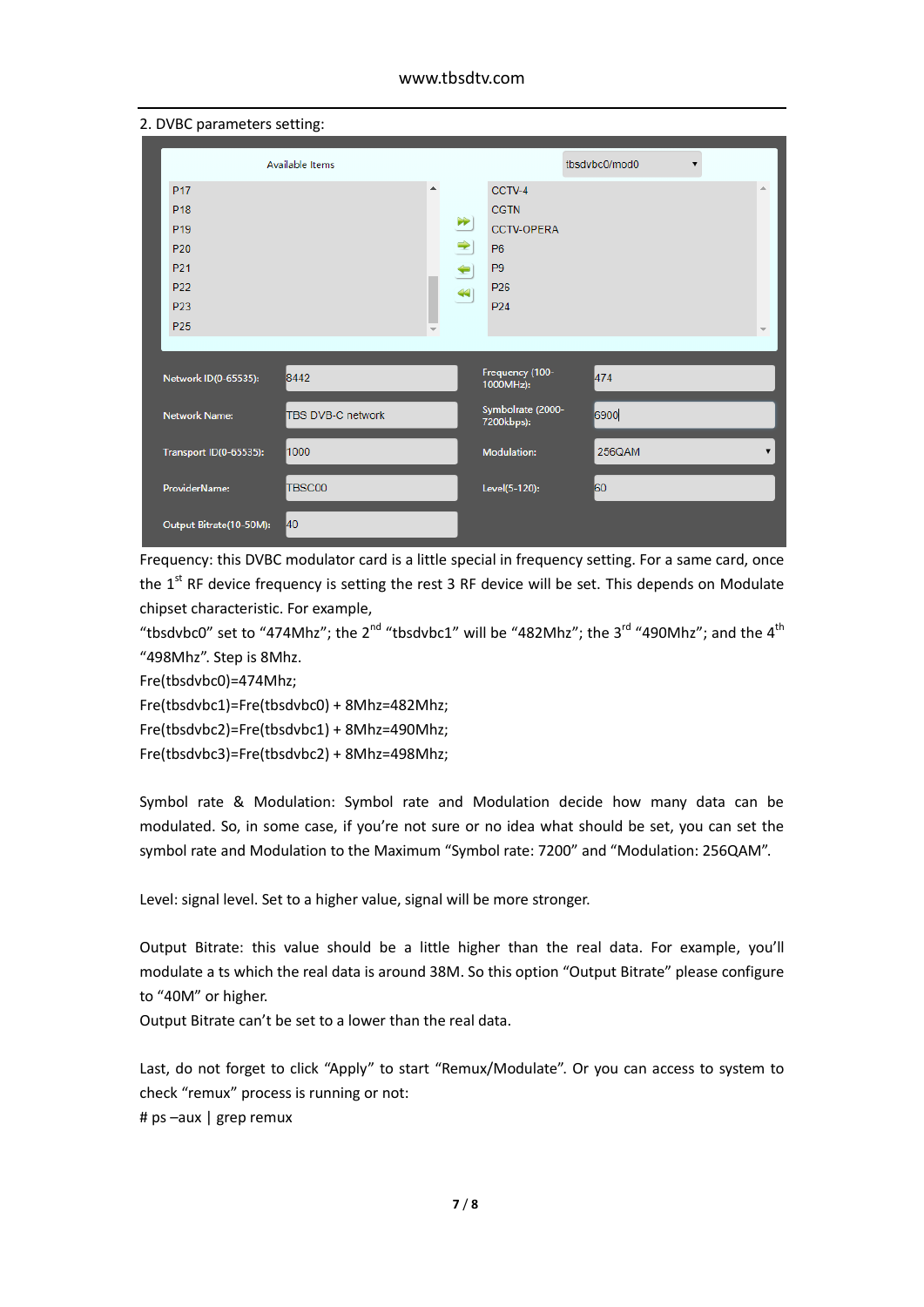2. DVBC parameters setting:

Frequency: this DVBC modulator card is a little special in frequency setting. For a same card, once the 1st RF device frequency is setting the rest 3 RF device will be set. This depends on Modulate chipset characteristic. For example,

“tbsdvbc0” set to “474Mhz”; the 2nd “tbsdvbc1” will be “482Mhz”; the 3rd “490Mhz”; and the 4th “498Mhz”. Step is 8Mhz.

Fre(tbsdvbc0)=474Mhz;

Fre(tbsdvbc1)=Fre(tbsdvbc0) + 8Mhz=482Mhz;

Fre(tbsdvbc2)=Fre(tbsdvbc1) + 8Mhz=490Mhz;

Fre(tbsdvbc3)=Fre(tbsdvbc2) + 8Mhz=498Mhz;

Symbol rate & Modulation: Symbol rate and Modulation decide how many data can be modulated. So, in some case, if you’re not sure or no idea what should be set, you can set the symbol rate and Modulation to the Maximum “Symbol rate: 7200” and “Modulation: 256QAM”.

Level: signal level. Set to a higher value, signal will be more stronger.

Output Bitrate: this value should be a little higher than the real data. For example, you’ll modulate a ts which the real data is around 38M. So this option “Output Bitrate” please configure to “40M” or higher.

Output Bitrate can’t be set to a lower than the real data.

Last, do not forget to click “Apply” to start “Remux/Modulate”. Or you can access to system to check “remux” process is running or not:

```
# ps –aux | grep remux
```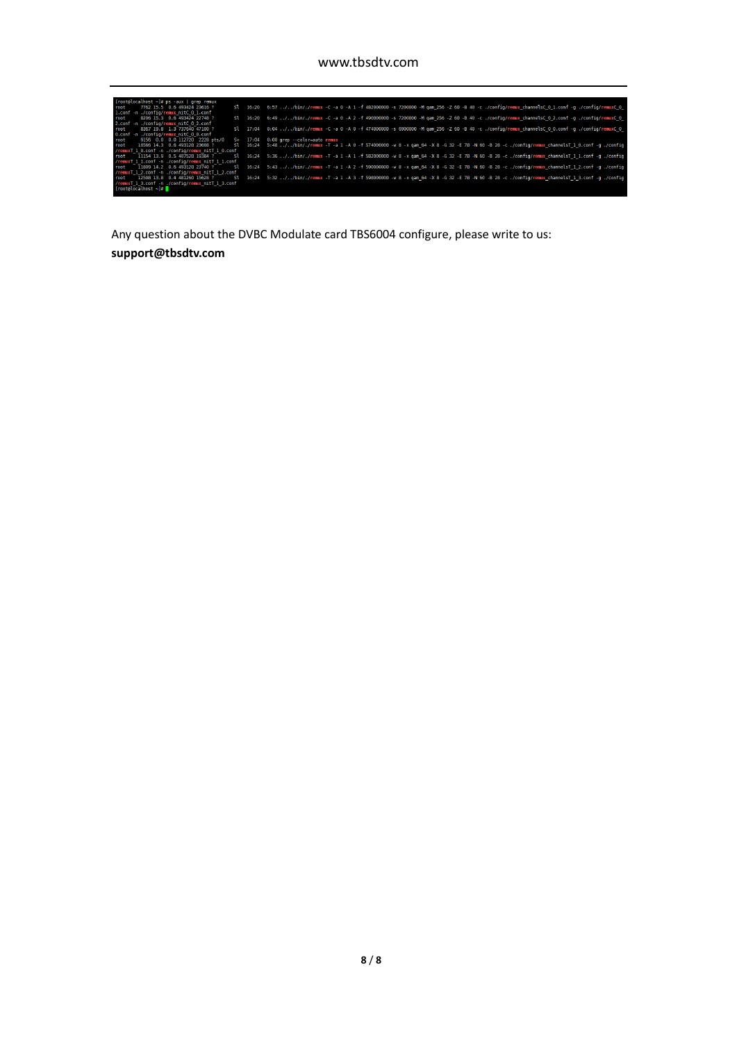```
[root@localhost ~]# ps -aux | grep remux
root      7762 15.5  0.6 493424 23616 ?        Sl   16:20   6:57 ../../bin/./remux -C -a 0 -A 1 -f 482000000 -s 7200000 -M qam_256 -Z 60 -B 40 -c ./config/remux_channelsC_0_1.conf -g ./config/remuxC_0_1.conf -n ./config/remux_nitC_0_1.conf
root      8206 15.3  0.6 493424 22748 ?        Sl   16:20   6:49 ../../bin/./remux -C -a 0 -A 2 -f 490000000 -s 7200000 -M qam_256 -Z 60 -B 40 -c ./config/remux_channelsC_0_2.conf -g ./config/remuxC_0_2.conf -n ./config/remux_nitC_0_2.conf
root      8367 19.8  1.3 737040 47100 ?        Sl   17:04   0:04 ../../bin/./remux -C -a 0 -A 0 -f 474000000 -s 6900000 -M qam_256 -Z 60 -B 40 -c ./config/remux_channelsC_0_0.conf -g ./config/remuxC_0_0.conf -n ./config/remux_nitC_0_0.conf
root      9156  0.0  0.0 112720  2228 pts/0    S+   17:04   0:00 grep --color=auto remux
root     10566 14.3  0.6 493128 23008 ?        Sl   16:24   5:48 ../../bin/./remux -T -a 1 -A 0 -f 574000000 -w 8 -x qam_64 -X 8 -G 32 -E 78 -N 60 -B 28 -c ./config/remux_channelsT_1_0.conf -g ./config/remuxT_1_0.conf -n ./config/remux_nitT_1_0.conf
root     11154 13.9  0.5 487528 19384 ?        Sl   16:24   5:36 ../../bin/./remux -T -a 1 -A 1 -f 582000000 -w 8 -x qam_64 -X 8 -G 32 -E 78 -N 60 -B 28 -c ./config/remux_channelsT_1_1.conf -g ./config/remuxT_1_1.conf -n ./config/remux_nitT_1_1.conf
root     11809 14.2  0.6 493128 23740 ?        Sl   16:24   5:43 ../../bin/./remux -T -a 1 -A 2 -f 590000000 -w 8 -x qam_64 -X 8 -G 32 -E 78 -N 60 -B 28 -c ./config/remux_channelsT_1_2.conf -g ./config/remuxT_1_2.conf -n ./config/remux_nitT_1_2.conf
root     12508 13.8  0.4 481260 15628 ?        Sl   16:24   5:32 ../../bin/./remux -T -a 1 -A 3 -f 598000000 -w 8 -x qam_64 -X 8 -G 32 -E 78 -N 60 -B 28 -c ./config/remux_channelsT_1_3.conf -g ./config/remuxT_1_3.conf -n ./config/remux_nitT_1_3.conf
[root@localhost ~]#
```

Any question about the DVBC Modulate card TBS6004 configure, please write to us:
**support@tbsdtv.com**